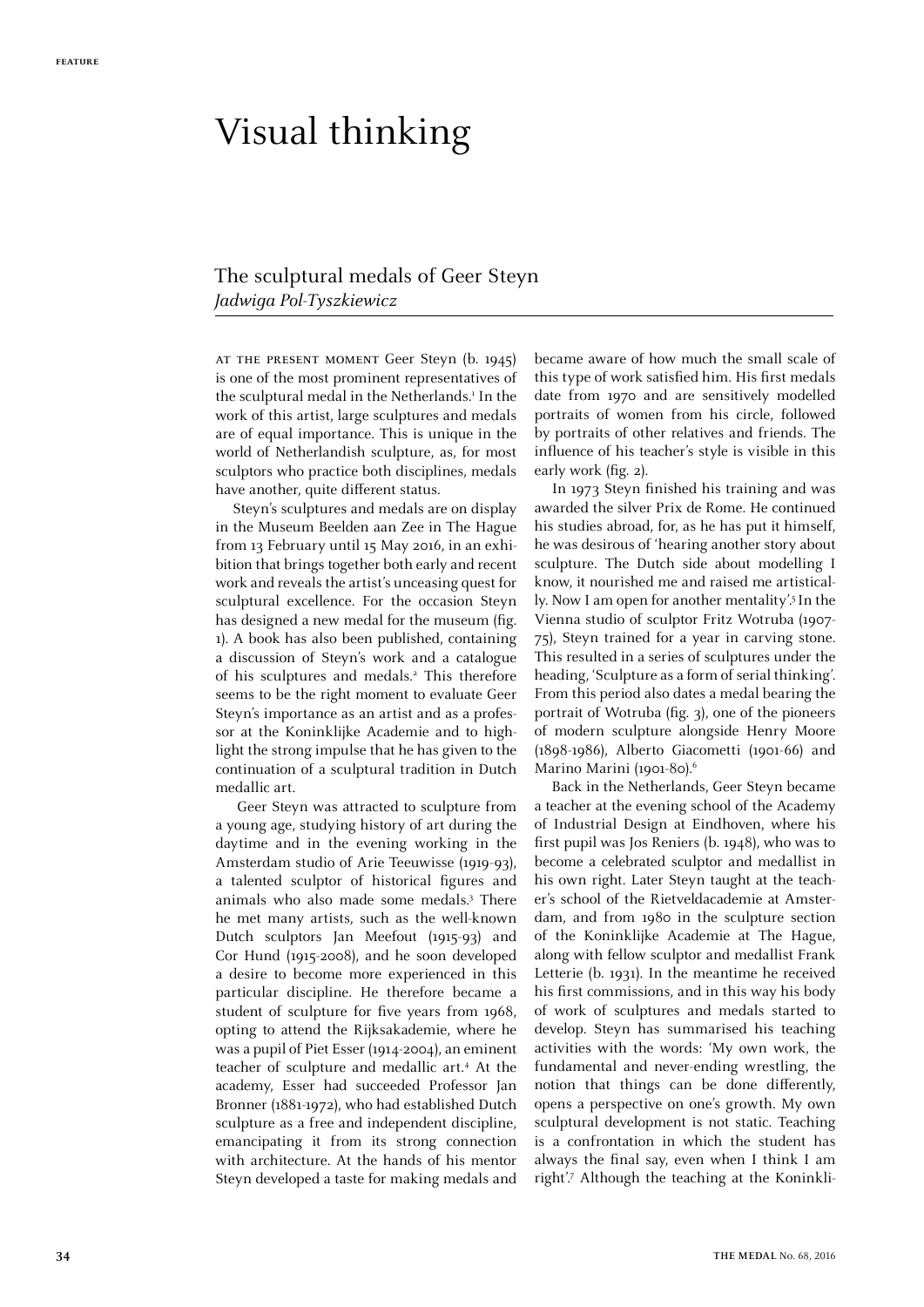FEATURE

# Visual thinking

## The sculptural medals of Geer Steyn

*Jadwiga Pol-Tyszkiewicz*

AT THE PRESENT MOMENT Geer Steyn (b. 1945) is one of the most prominent representatives of the sculptural medal in the Netherlands.[1] In the work of this artist, large sculptures and medals are of equal importance. This is unique in the world of Netherlandish sculpture, as, for most sculptors who practice both disciplines, medals have another, quite different status.

Steyn's sculptures and medals are on display in the Museum Beelden aan Zee in The Hague from 13 February until 15 May 2016, in an exhibition that brings together both early and recent work and reveals the artist's unceasing quest for sculptural excellence. For the occasion Steyn has designed a new medal for the museum (fig. 1). A book has also been published, containing a discussion of Steyn's work and a catalogue of his sculptures and medals.[2] This therefore seems to be the right moment to evaluate Geer Steyn's importance as an artist and as a professor at the Koninklijke Academie and to highlight the strong impulse that he has given to the continuation of a sculptural tradition in Dutch medallic art.

Geer Steyn was attracted to sculpture from a young age, studying history of art during the daytime and in the evening working in the Amsterdam studio of Arie Teeuwisse (1919-93), a talented sculptor of historical figures and animals who also made some medals.[3] There he met many artists, such as the well-known Dutch sculptors Jan Meefout (1915-93) and Cor Hund (1915-2008), and he soon developed a desire to become more experienced in this particular discipline. He therefore became a student of sculpture for five years from 1968, opting to attend the Rijksakademie, where he was a pupil of Piet Esser (1914-2004), an eminent teacher of sculpture and medallic art.[4] At the academy, Esser had succeeded Professor Jan Bronner (1881-1972), who had established Dutch sculpture as a free and independent discipline, emancipating it from its strong connection with architecture. At the hands of his mentor Steyn developed a taste for making medals and became aware of how much the small scale of this type of work satisfied him. His first medals date from 1970 and are sensitively modelled portraits of women from his circle, followed by portraits of other relatives and friends. The influence of his teacher's style is visible in this early work (fig. 2).

In 1973 Steyn finished his training and was awarded the silver Prix de Rome. He continued his studies abroad, for, as he has put it himself, he was desirous of 'hearing another story about sculpture. The Dutch side about modelling I know, it nourished me and raised me artistically. Now I am open for another mentality'.[5] In the Vienna studio of sculptor Fritz Wotruba (1907-75), Steyn trained for a year in carving stone. This resulted in a series of sculptures under the heading, 'Sculpture as a form of serial thinking'. From this period also dates a medal bearing the portrait of Wotruba (fig. 3), one of the pioneers of modern sculpture alongside Henry Moore (1898-1986), Alberto Giacometti (1901-66) and Marino Marini (1901-80).[6]

Back in the Netherlands, Geer Steyn became a teacher at the evening school of the Academy of Industrial Design at Eindhoven, where his first pupil was Jos Reniers (b. 1948), who was to become a celebrated sculptor and medallist in his own right. Later Steyn taught at the teacher's school of the Rietveldacademie at Amsterdam, and from 1980 in the sculpture section of the Koninklijke Academie at The Hague, along with fellow sculptor and medallist Frank Letterie (b. 1931). In the meantime he received his first commissions, and in this way his body of work of sculptures and medals started to develop. Steyn has summarised his teaching activities with the words: 'My own work, the fundamental and never-ending wrestling, the notion that things can be done differently, opens a perspective on one's growth. My own sculptural development is not static. Teaching is a confrontation in which the student has always the final say, even when I think I am right'.[7] Although the teaching at the Koninkli-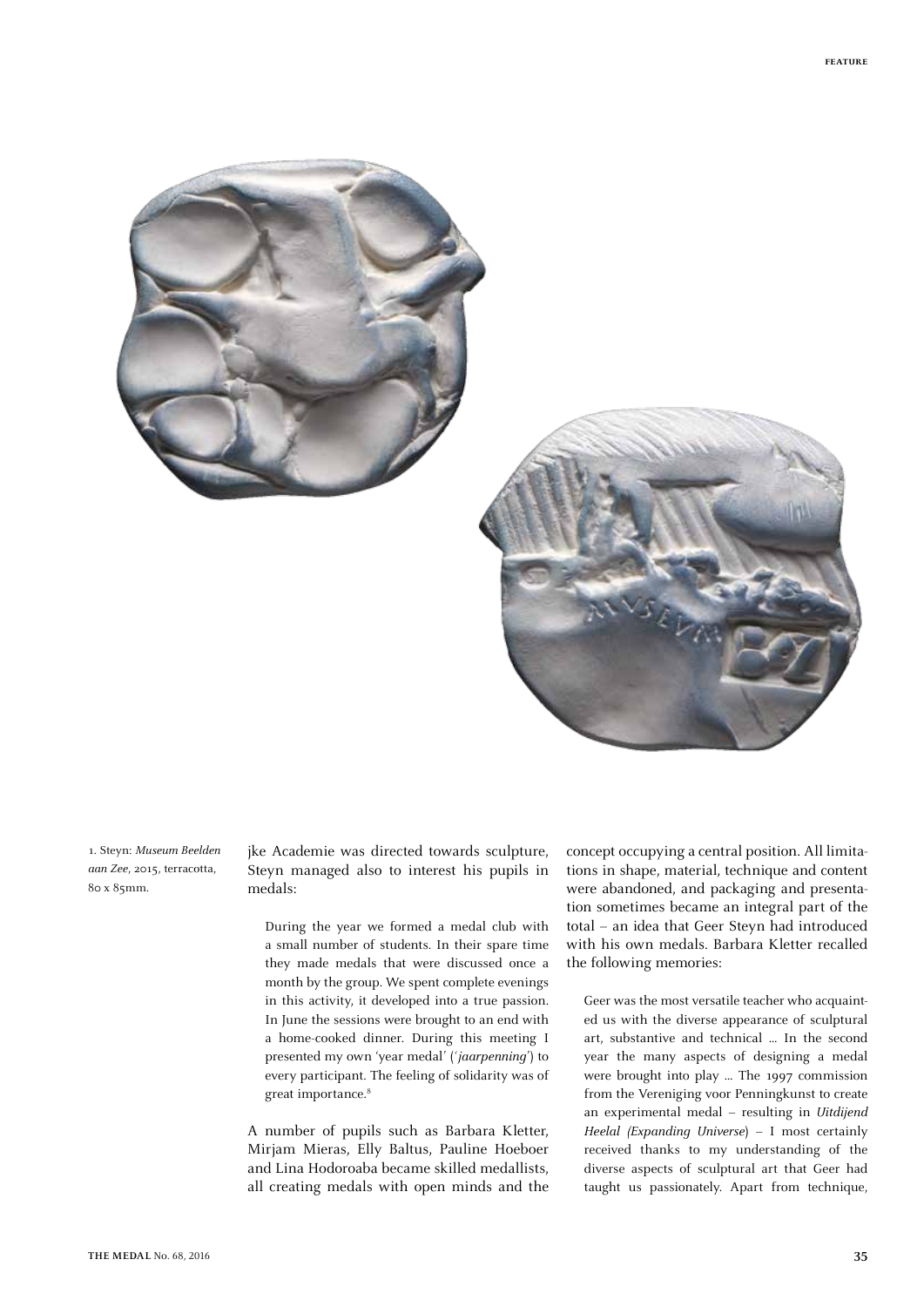1. Steyn: *Museum Beelden aan Zee*, 2015, terracotta, 80 x 85mm.

jke Academie was directed towards sculpture, Steyn managed also to interest his pupils in medals:

> During the year we formed a medal club with a small number of students. In their spare time they made medals that were discussed once a month by the group. We spent complete evenings in this activity, it developed into a true passion. In June the sessions were brought to an end with a home-cooked dinner. During this meeting I presented my own 'year medal' ('*jaarpenning*') to every participant. The feeling of solidarity was of great importance.[8]

A number of pupils such as Barbara Kletter, Mirjam Mieras, Elly Baltus, Pauline Hoeboer and Lina Hodoroaba became skilled medallists, all creating medals with open minds and the concept occupying a central position. All limitations in shape, material, technique and content were abandoned, and packaging and presentation sometimes became an integral part of the total – an idea that Geer Steyn had introduced with his own medals. Barbara Kletter recalled the following memories:

> Geer was the most versatile teacher who acquainted us with the diverse appearance of sculptural art, substantive and technical … In the second year the many aspects of designing a medal were brought into play … The 1997 commission from the Vereniging voor Penningkunst to create an experimental medal – resulting in *Uitdijend Heelal (Expanding Universe)* – I most certainly received thanks to my understanding of the diverse aspects of sculptural art that Geer had taught us passionately. Apart from technique,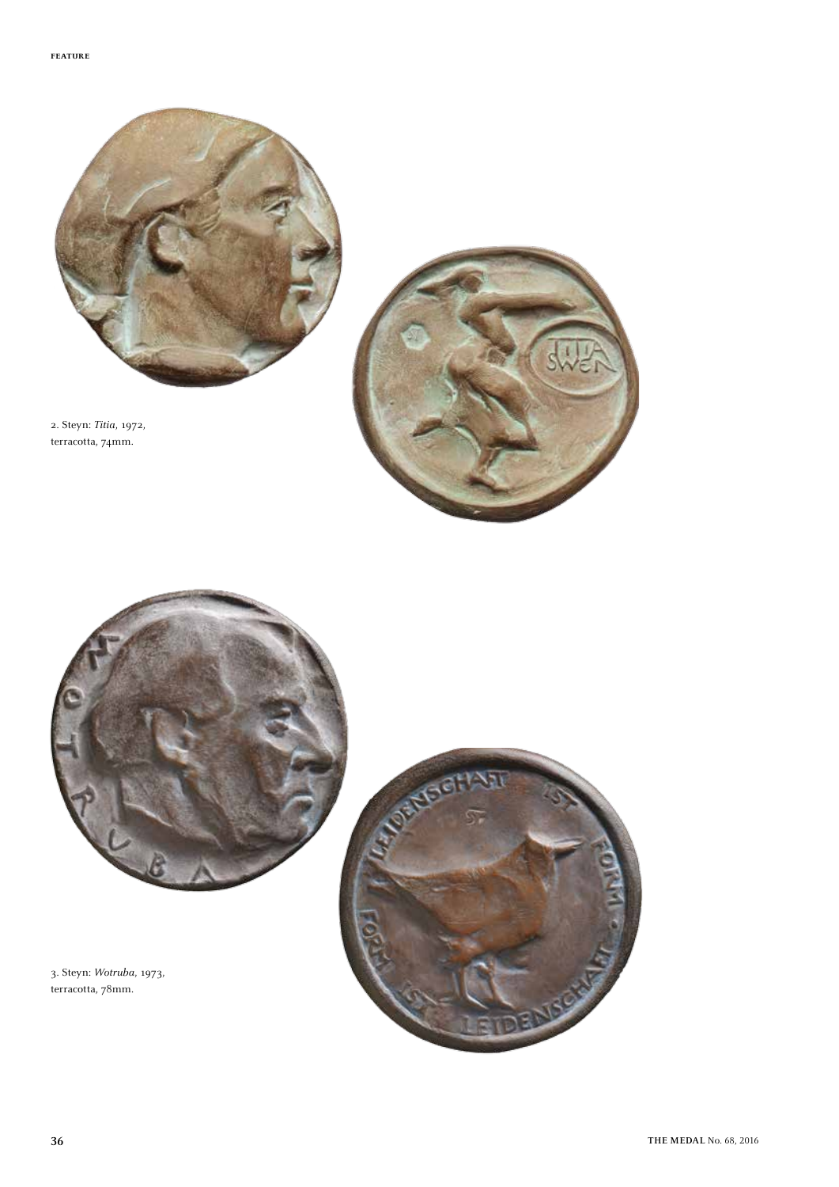2. Steyn: *Titia*, 1972, terracotta, 74mm.

3. Steyn: *Wotruba*, 1973, terracotta, 78mm.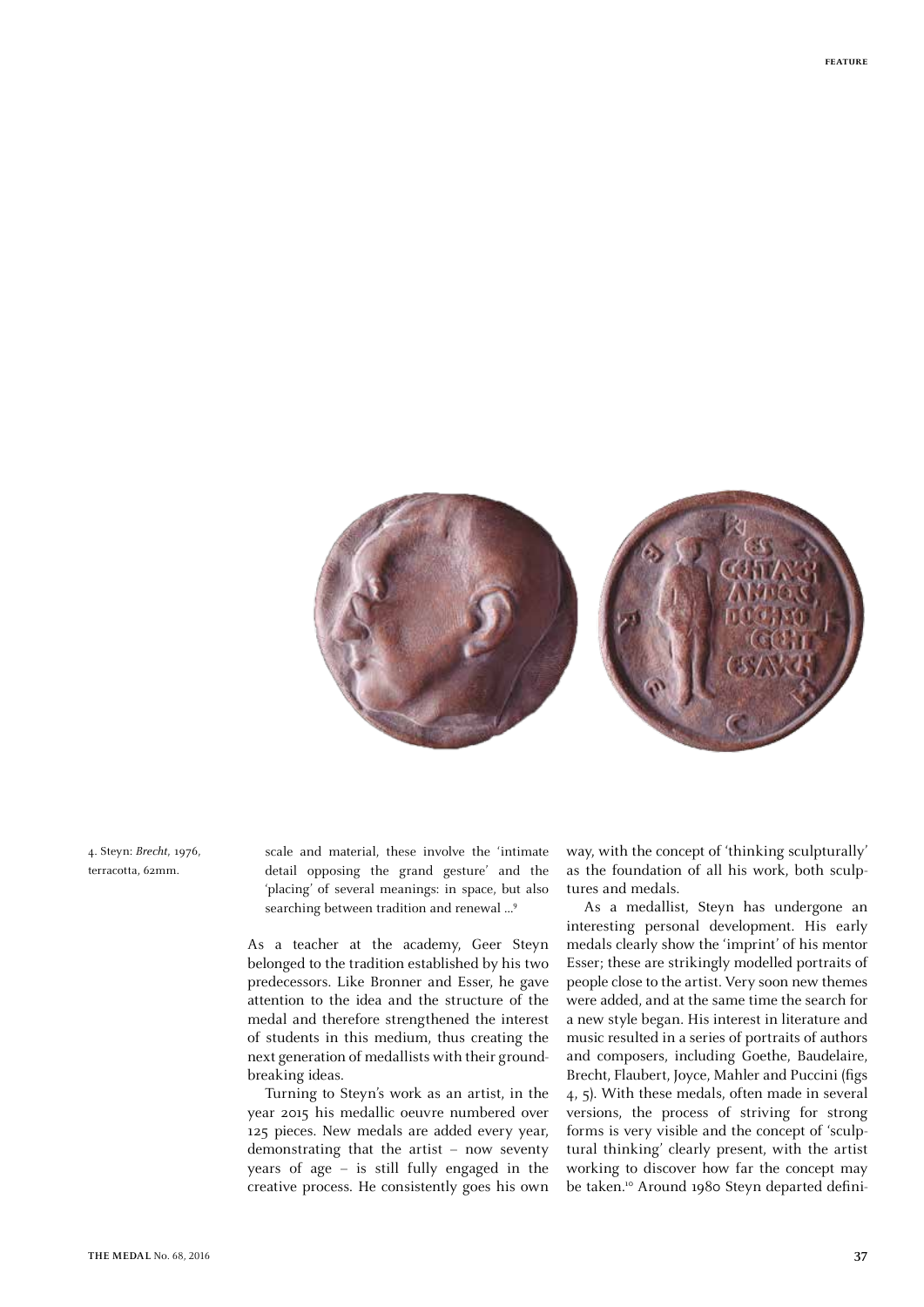4. Steyn: *Brecht*, 1976, terracotta, 62mm.

scale and material, these involve the 'intimate detail opposing the grand gesture' and the 'placing' of several meanings: in space, but also searching between tradition and renewal ...[9]

As a teacher at the academy, Geer Steyn belonged to the tradition established by his two predecessors. Like Bronner and Esser, he gave attention to the idea and the structure of the medal and therefore strengthened the interest of students in this medium, thus creating the next generation of medallists with their groundbreaking ideas.

Turning to Steyn's work as an artist, in the year 2015 his medallic oeuvre numbered over 125 pieces. New medals are added every year, demonstrating that the artist – now seventy years of age – is still fully engaged in the creative process. He consistently goes his own way, with the concept of 'thinking sculpturally' as the foundation of all his work, both sculptures and medals.

As a medallist, Steyn has undergone an interesting personal development. His early medals clearly show the 'imprint' of his mentor Esser; these are strikingly modelled portraits of people close to the artist. Very soon new themes were added, and at the same time the search for a new style began. His interest in literature and music resulted in a series of portraits of authors and composers, including Goethe, Baudelaire, Brecht, Flaubert, Joyce, Mahler and Puccini (figs 4, 5). With these medals, often made in several versions, the process of striving for strong forms is very visible and the concept of 'sculptural thinking' clearly present, with the artist working to discover how far the concept may be taken.[10] Around 1980 Steyn departed defini-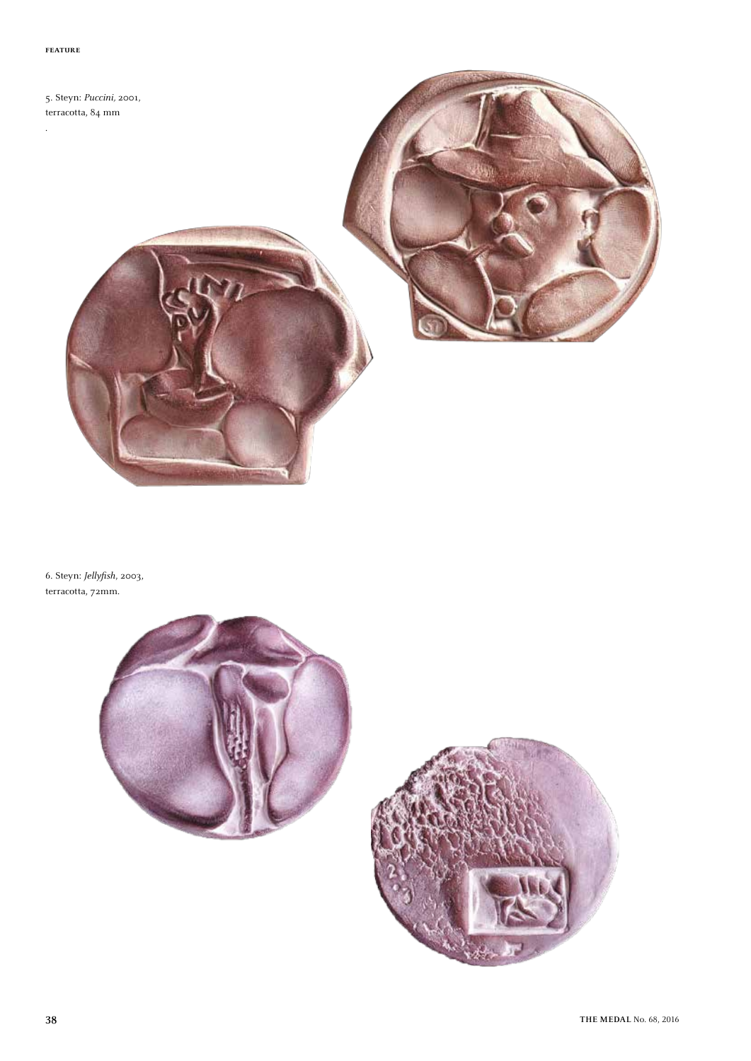5. Steyn: *Puccini*, 2001, terracotta, 84 mm

6. Steyn: *Jellyfish*, 2003, terracotta, 72mm.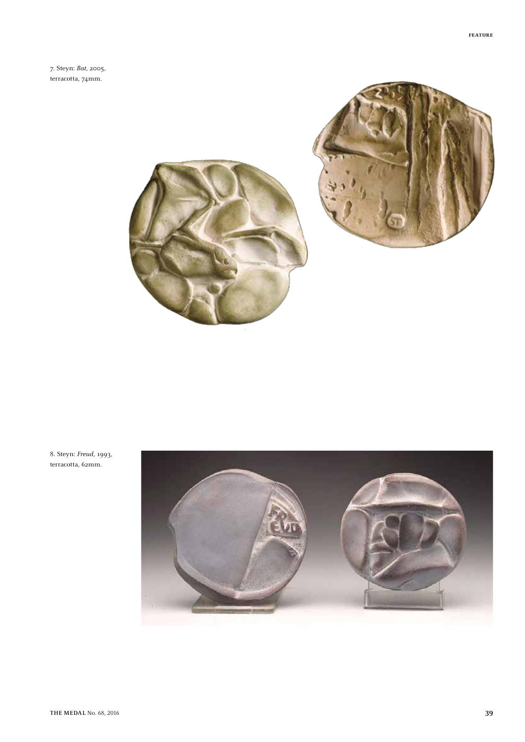7. Steyn: *Bat*, 2005, terracotta, 74mm.

8. Steyn: *Freud*, 1993, terracotta, 62mm.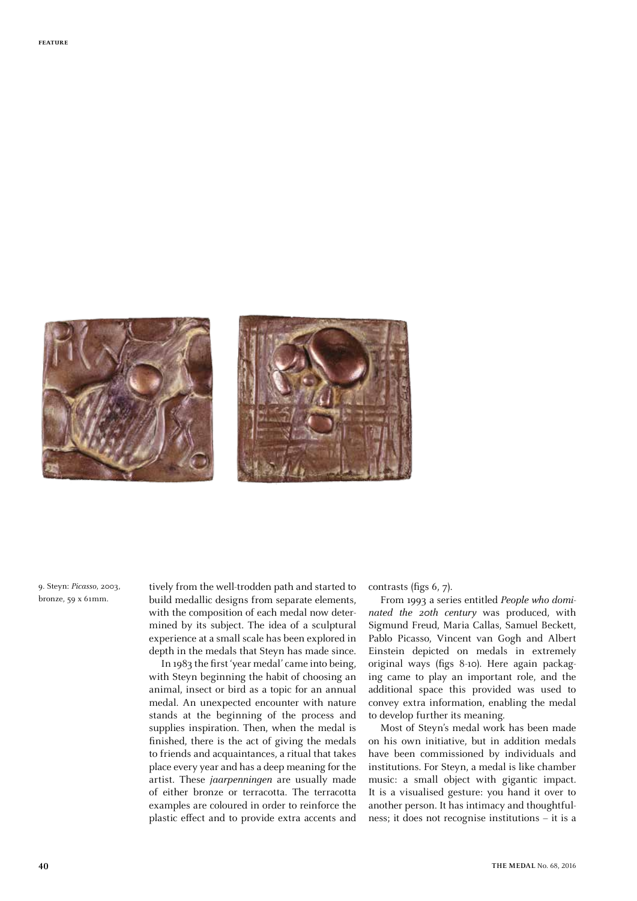9. Steyn: *Picasso*, 2003, bronze, 59 x 61mm.

tively from the well-trodden path and started to build medallic designs from separate elements, with the composition of each medal now determined by its subject. The idea of a sculptural experience at a small scale has been explored in depth in the medals that Steyn has made since.

In 1983 the first 'year medal' came into being, with Steyn beginning the habit of choosing an animal, insect or bird as a topic for an annual medal. An unexpected encounter with nature stands at the beginning of the process and supplies inspiration. Then, when the medal is finished, there is the act of giving the medals to friends and acquaintances, a ritual that takes place every year and has a deep meaning for the artist. These *jaarpenningen* are usually made of either bronze or terracotta. The terracotta examples are coloured in order to reinforce the plastic effect and to provide extra accents and contrasts (figs 6, 7).

From 1993 a series entitled *People who dominated the 20th century* was produced, with Sigmund Freud, Maria Callas, Samuel Beckett, Pablo Picasso, Vincent van Gogh and Albert Einstein depicted on medals in extremely original ways (figs 8-10). Here again packaging came to play an important role, and the additional space this provided was used to convey extra information, enabling the medal to develop further its meaning.

Most of Steyn's medal work has been made on his own initiative, but in addition medals have been commissioned by individuals and institutions. For Steyn, a medal is like chamber music: a small object with gigantic impact. It is a visualised gesture: you hand it over to another person. It has intimacy and thoughtfulness; it does not recognise institutions – it is a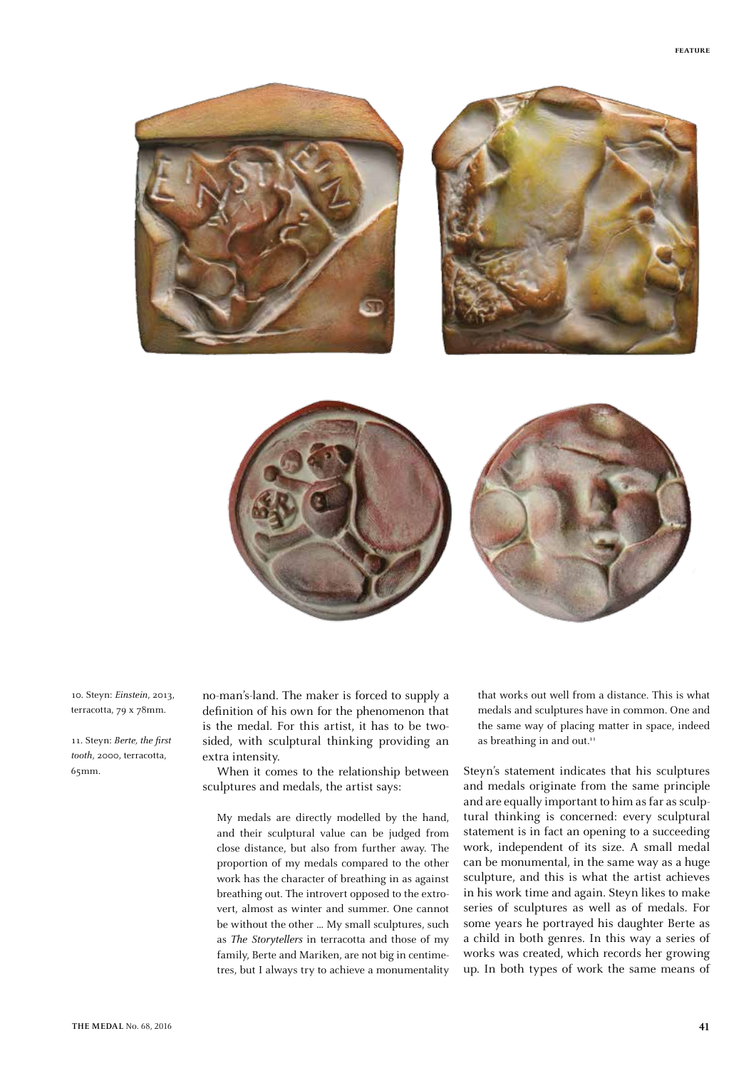10. Steyn: *Einstein*, 2013, terracotta, 79 x 78mm.

11. Steyn: *Berte, the first tooth*, 2000, terracotta, 65mm.

no-man's-land. The maker is forced to supply a definition of his own for the phenomenon that is the medal. For this artist, it has to be two-sided, with sculptural thinking providing an extra intensity.

When it comes to the relationship between sculptures and medals, the artist says:

> My medals are directly modelled by the hand, and their sculptural value can be judged from close distance, but also from further away. The proportion of my medals compared to the other work has the character of breathing in as against breathing out. The introvert opposed to the extrovert, almost as winter and summer. One cannot be without the other … My small sculptures, such as *The Storytellers* in terracotta and those of my family, Berte and Mariken, are not big in centimetres, but I always try to achieve a monumentality that works out well from a distance. This is what medals and sculptures have in common. One and the same way of placing matter in space, indeed as breathing in and out.[11]

Steyn's statement indicates that his sculptures and medals originate from the same principle and are equally important to him as far as sculptural thinking is concerned: every sculptural statement is in fact an opening to a succeeding work, independent of its size. A small medal can be monumental, in the same way as a huge sculpture, and this is what the artist achieves in his work time and again. Steyn likes to make series of sculptures as well as of medals. For some years he portrayed his daughter Berte as a child in both genres. In this way a series of works was created, which records her growing up. In both types of work the same means of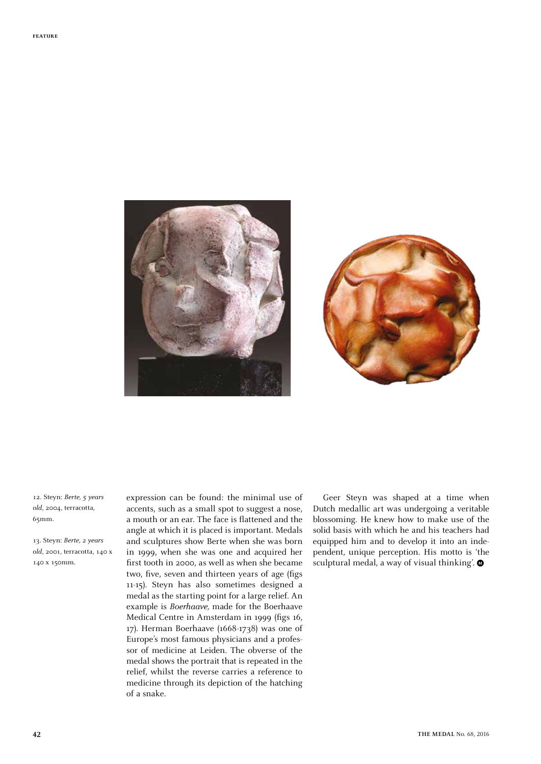12. Steyn: *Berte, 5 years old*, 2004, terracotta, 65mm.

13. Steyn: *Berte, 2 years old*, 2001, terracotta, 140 x 140 x 150mm.

expression can be found: the minimal use of accents, such as a small spot to suggest a nose, a mouth or an ear. The face is flattened and the angle at which it is placed is important. Medals and sculptures show Berte when she was born in 1999, when she was one and acquired her first tooth in 2000, as well as when she became two, five, seven and thirteen years of age (figs 11-15). Steyn has also sometimes designed a medal as the starting point for a large relief. An example is *Boerhaave,* made for the Boerhaave Medical Centre in Amsterdam in 1999 (figs 16, 17). Herman Boerhaave (1668-1738) was one of Europe's most famous physicians and a professor of medicine at Leiden. The obverse of the medal shows the portrait that is repeated in the relief, whilst the reverse carries a reference to medicine through its depiction of the hatching of a snake.

Geer Steyn was shaped at a time when Dutch medallic art was undergoing a veritable blossoming. He knew how to make use of the solid basis with which he and his teachers had equipped him and to develop it into an independent, unique perception. His motto is 'the sculptural medal, a way of visual thinking'.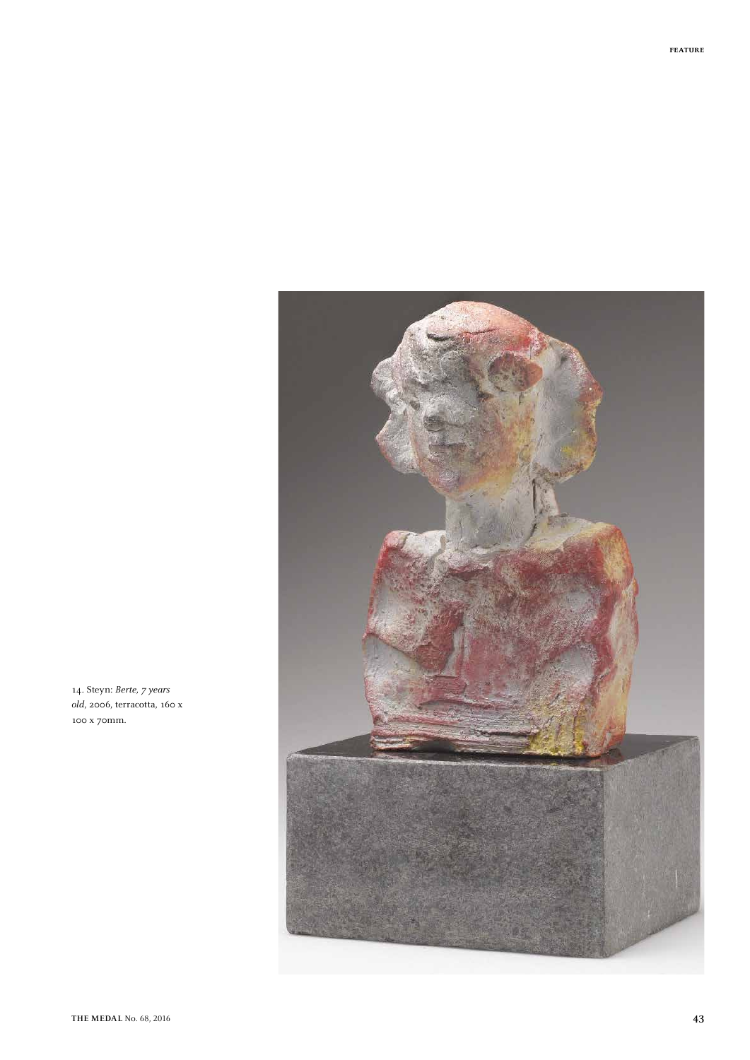14. Steyn: *Berte, 7 years old*, 2006, terracotta, 160 x 100 x 70mm.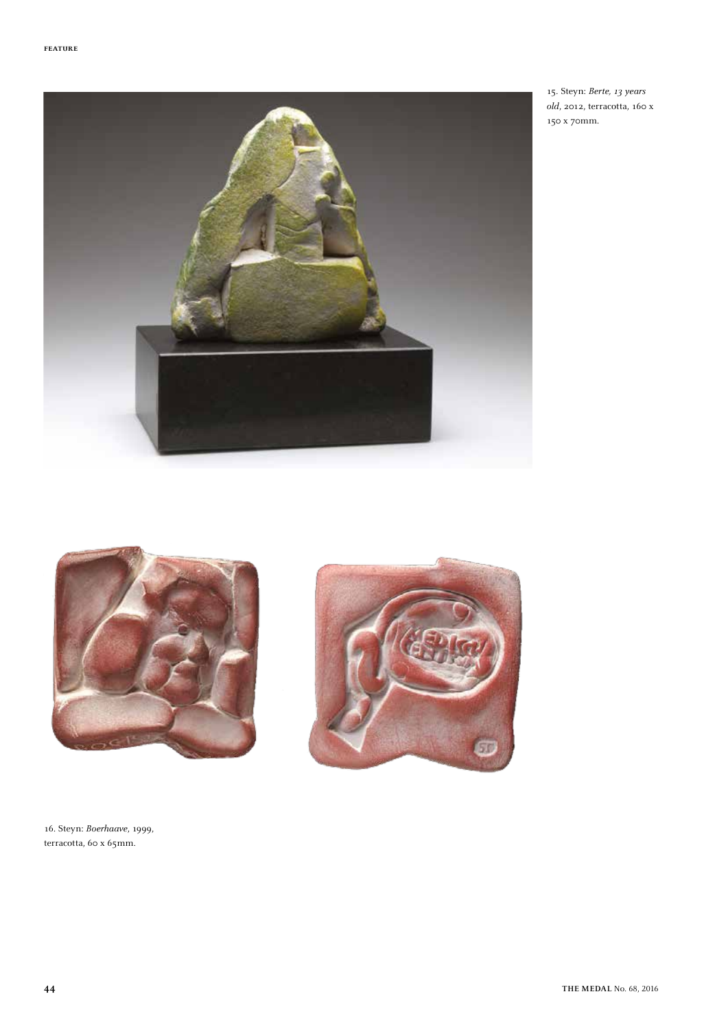15. Steyn: *Berte, 13 years old*, 2012, terracotta, 160 x 150 x 70mm.

16. Steyn: *Boerhaave*, 1999, terracotta, 60 x 65mm.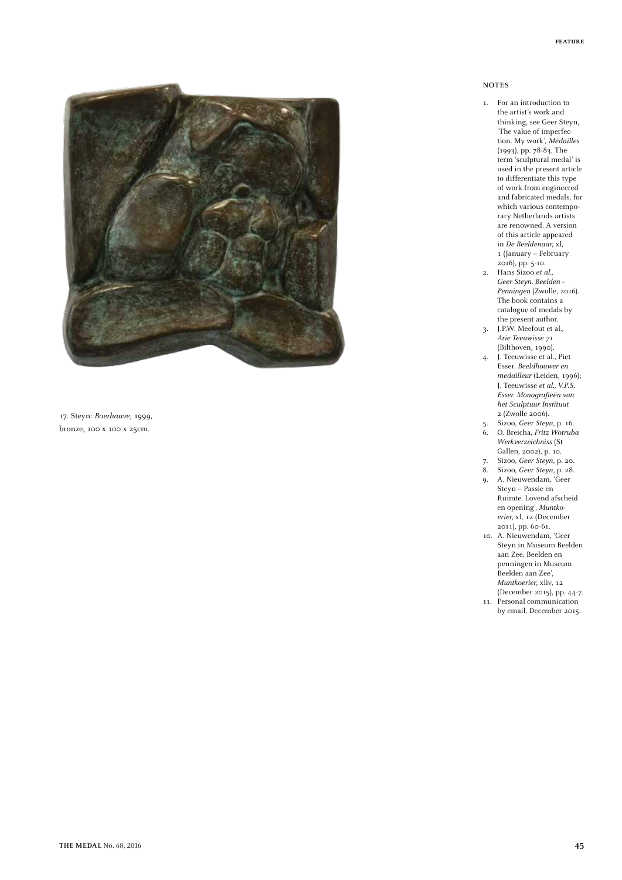17. Steyn: *Boerhaave*, 1999, bronze, 100 x 100 x 25cm.

## NOTES

1. For an introduction to the artist's work and thinking, see Geer Steyn, 'The value of imperfection. My work', *Médailles* (1993), pp. 78-83. The term 'sculptural medal' is used in the present article to differentiate this type of work from engineered and fabricated medals, for which various contemporary Netherlands artists are renowned. A version of this article appeared in *De Beeldenaar*, xl, 1 (January – February 2016), pp. 5-10.
2. Hans Sizoo *et al., Geer Steyn. Beelden – Penningen* (Zwolle, 2016). The book contains a catalogue of medals by the present author.
3. J.P.W. Meefout et al., *Arie Teeuwisse 71* (Bilthoven, 1990).
4. J. Teeuwisse et al., Piet Esser. *Beeldhouwer en medailleur* (Leiden, 1996); J. Teeuwisse *et al., V.P.S. Esser. Monografieën van het Sculptuur Instituut* 2 (Zwolle 2006).
5. Sizoo, *Geer Steyn*, p. 16.
6. O. Breicha, *Fritz Wotruba Werkverzeichniss* (St Gallen, 2002), p. 10.
7. Sizoo, *Geer Steyn*, p. 20.
8. Sizoo, *Geer Steyn*, p. 28.
9. A. Nieuwendam, 'Geer Steyn – Passie en Ruimte. Lovend afscheid en opening', *Muntkoerier*, xl, 12 (December 2011), pp. 60-61.
10. A. Nieuwendam, 'Geer Steyn in Museum Beelden aan Zee. Beelden en penningen in Museum Beelden aan Zee', *Muntkoerier*, xliv, 12 (December 2015), pp. 44-7.
11. Personal communication by email, December 2015.